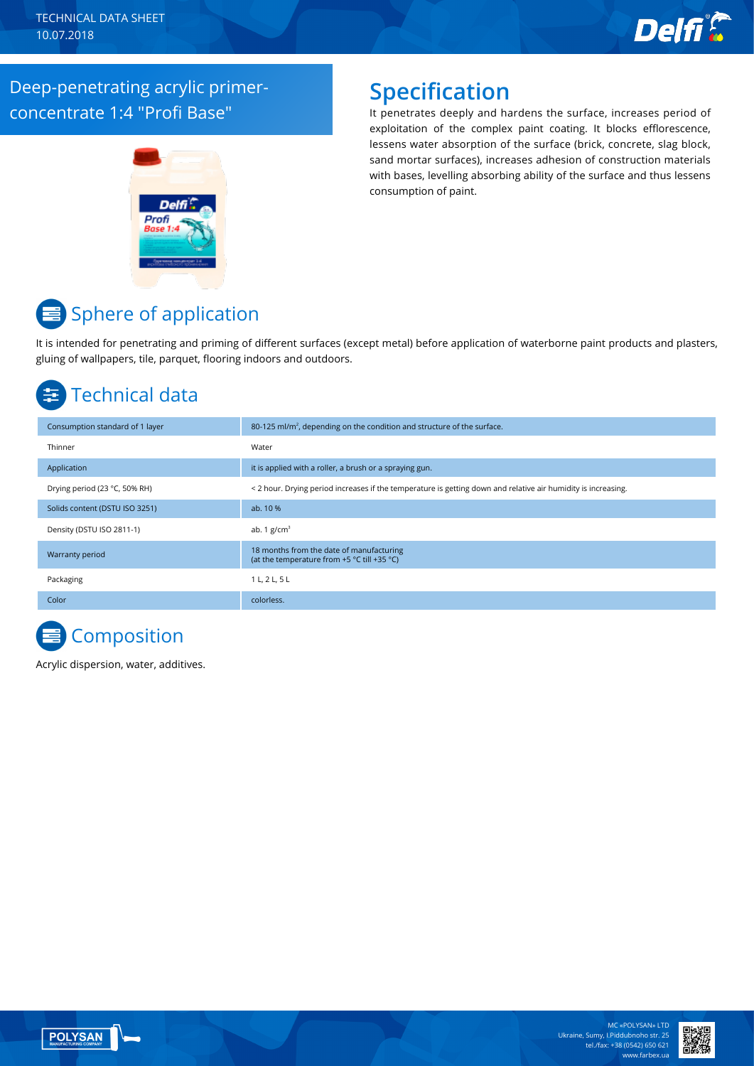TECHNICAL DATA SHEET
10.07.2018

# Deep-penetrating acrylic primer-concentrate 1:4 "Profi Base"

## Specification

It penetrates deeply and hardens the surface, increases period of exploitation of the complex paint coating. It blocks efflorescence, lessens water absorption of the surface (brick, concrete, slag block, sand mortar surfaces), increases adhesion of construction materials with bases, levelling absorbing ability of the surface and thus lessens consumption of paint.

## Sphere of application

It is intended for penetrating and priming of different surfaces (except metal) before application of waterborne paint products and plasters, gluing of wallpapers, tile, parquet, flooring indoors and outdoors.

## Technical data

| | |
|---|---|
| Consumption standard of 1 layer | 80-125 ml/m$^2$, depending on the condition and structure of the surface. |
| Thinner | Water |
| Application | it is applied with a roller, a brush or a spraying gun. |
| Drying period (23 °C, 50% RH) | < 2 hour. Drying period increases if the temperature is getting down and relative air humidity is increasing. |
| Solids content (DSTU ISO 3251) | ab. 10 % |
| Density (DSTU ISO 2811-1) | ab. 1 g/cm$^3$ |
| Warranty period | 18 months from the date of manufacturing (at the temperature from +5 °C till +35 °C) |
| Packaging | 1 L, 2 L, 5 L |
| Color | colorless. |

## Composition

Acrylic dispersion, water, additives.

MC «POLYSAN» LTD
Ukraine, Sumy, I.Piddubnoho str. 25
tel./fax: +38 (0542) 650 621
www.farbex.ua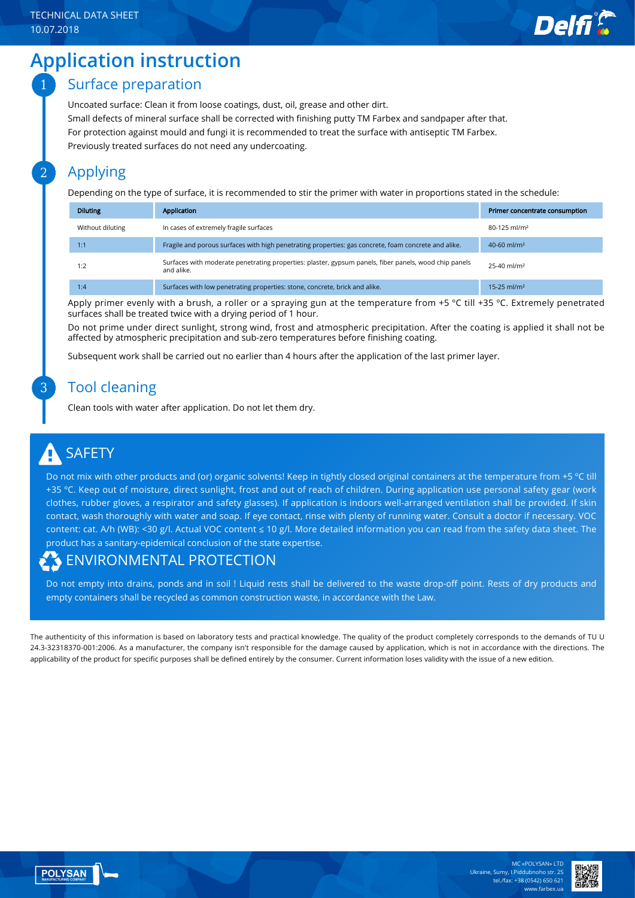# Application instruction

## 1 Surface preparation

Uncoated surface: Clean it from loose coatings, dust, oil, grease and other dirt.

Small defects of mineral surface shall be corrected with finishing putty TM Farbex and sandpaper after that.

For protection against mould and fungi it is recommended to treat the surface with antiseptic TM Farbex.

Previously treated surfaces do not need any undercoating.

## 2 Applying

Depending on the type of surface, it is recommended to stir the primer with water in proportions stated in the schedule:

| Diluting | Application | Primer concentrate consumption |
|---|---|---|
| Without diluting | In cases of extremely fragile surfaces | 80-125 ml/m² |
| 1:1 | Fragile and porous surfaces with high penetrating properties: gas concrete, foam concrete and alike. | 40-60 ml/m² |
| 1:2 | Surfaces with moderate penetrating properties: plaster, gypsum panels, fiber panels, wood chip panels and alike. | 25-40 ml/m² |
| 1:4 | Surfaces with low penetrating properties: stone, concrete, brick and alike. | 15-25 ml/m² |

Apply primer evenly with a brush, a roller or a spraying gun at the temperature from +5 ºC till +35 ºC. Extremely penetrated surfaces shall be treated twice with a drying period of 1 hour.

Do not prime under direct sunlight, strong wind, frost and atmospheric precipitation. After the coating is applied it shall not be affected by atmospheric precipitation and sub-zero temperatures before finishing coating.

Subsequent work shall be carried out no earlier than 4 hours after the application of the last primer layer.

## 3 Tool cleaning

Clean tools with water after application. Do not let them dry.

## SAFETY

Do not mix with other products and (or) organic solvents! Keep in tightly closed original containers at the temperature from +5 ºC till +35 ºC. Keep out of moisture, direct sunlight, frost and out of reach of children. During application use personal safety gear (work clothes, rubber gloves, a respirator and safety glasses). If application is indoors well-arranged ventilation shall be provided. If skin contact, wash thoroughly with water and soap. If eye contact, rinse with plenty of running water. Consult a doctor if necessary. VOC content: cat. A/h (WB): <30 g/l. Actual VOC content ≤ 10 g/l. More detailed information you can read from the safety data sheet. The product has a sanitary-epidemical conclusion of the state expertise.

## ENVIRONMENTAL PROTECTION

Do not empty into drains, ponds and in soil ! Liquid rests shall be delivered to the waste drop-off point. Rests of dry products and empty containers shall be recycled as common construction waste, in accordance with the Law.

The authenticity of this information is based on laboratory tests and practical knowledge. The quality of the product completely corresponds to the demands of TU U 24.3-32318370-001:2006. As a manufacturer, the company isn't responsible for the damage caused by application, which is not in accordance with the directions. The applicability of the product for specific purposes shall be defined entirely by the consumer. Current information loses validity with the issue of a new edition.

MC «POLYSAN» LTD
Ukraine, Sumy, I.Piddubnoho str. 25
tel./fax: +38 (0542) 650 621
www.farbex.ua